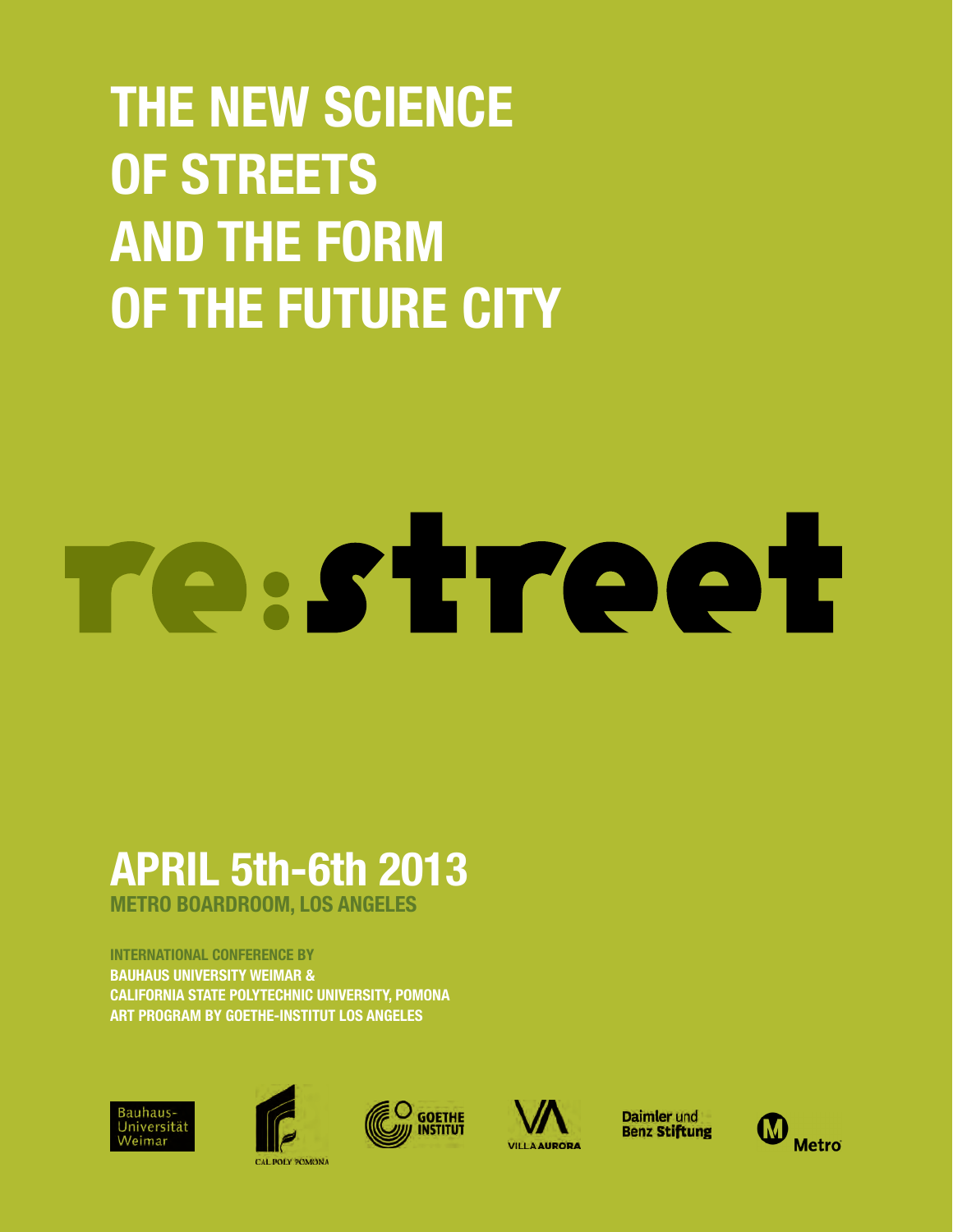# THE NEW SCIENCE OF STREETS AND THE FORM OF THE FUTURE CITY

# re:street

## APRIL 5th-6th 2013

**METRO BOARDROOM, LOS ANGELES**

**INTERNATIONAL CONFERENCE BY**
**BAUHAUS UNIVERSITY WEIMAR &**
**CALIFORNIA STATE POLYTECHNIC UNIVERSITY, POMONA**
**ART PROGRAM BY GOETHE-INSTITUT LOS ANGELES**

Bauhaus-Universität Weimar

CAL POLY POMONA

GOETHE INSTITUT

VILLA AURORA

Daimler und Benz Stiftung

Metro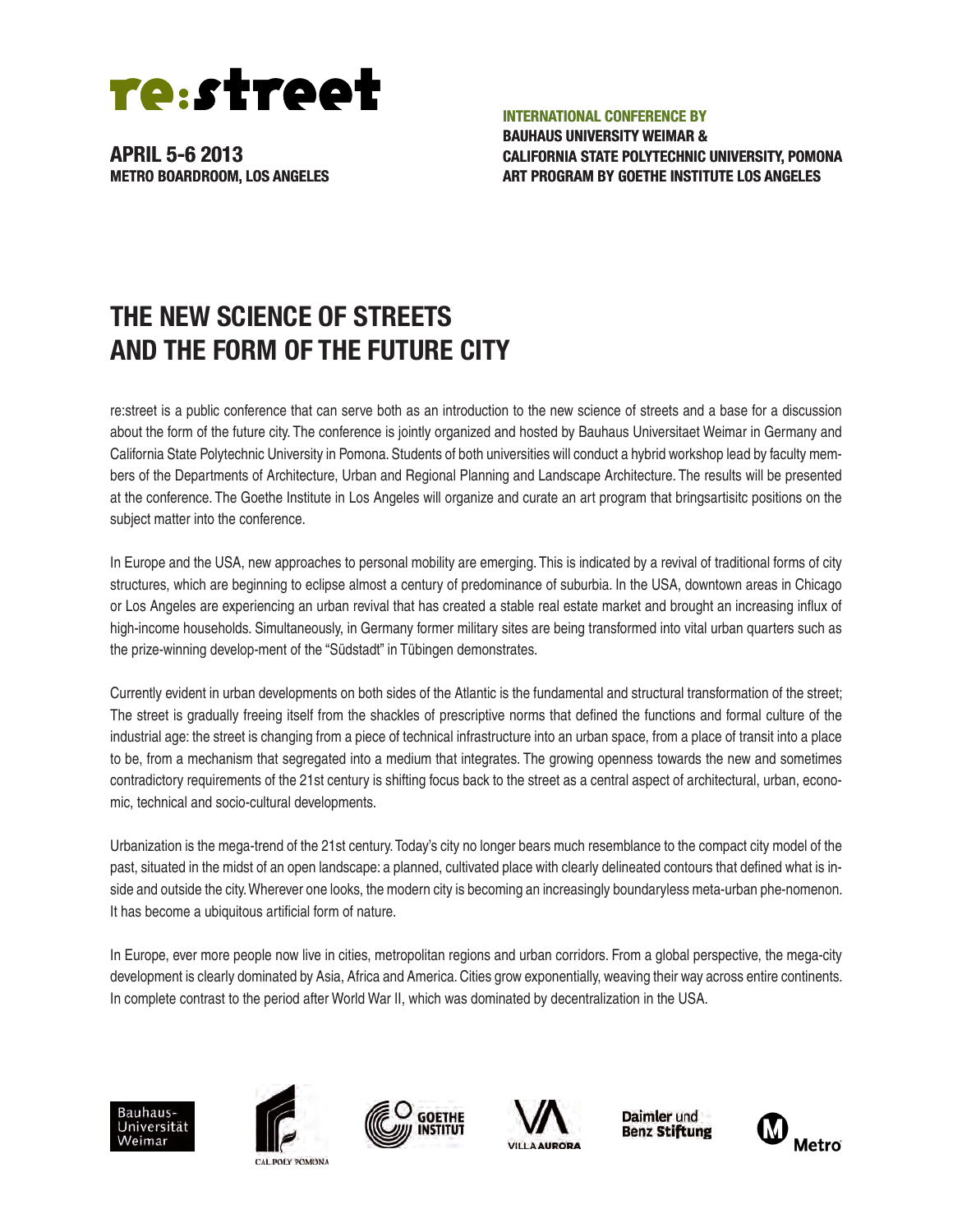# re:street

**APRIL 5-6 2013**
**METRO BOARDROOM, LOS ANGELES**

**INTERNATIONAL CONFERENCE BY**
**BAUHAUS UNIVERSITY WEIMAR &**
**CALIFORNIA STATE POLYTECHNIC UNIVERSITY, POMONA**
**ART PROGRAM BY GOETHE INSTITUTE LOS ANGELES**

## THE NEW SCIENCE OF STREETS AND THE FORM OF THE FUTURE CITY

re:street is a public conference that can serve both as an introduction to the new science of streets and a base for a discussion about the form of the future city. The conference is jointly organized and hosted by Bauhaus Universitaet Weimar in Germany and California State Polytechnic University in Pomona. Students of both universities will conduct a hybrid workshop lead by faculty members of the Departments of Architecture, Urban and Regional Planning and Landscape Architecture. The results will be presented at the conference. The Goethe Institute in Los Angeles will organize and curate an art program that bringsartisitc positions on the subject matter into the conference.

In Europe and the USA, new approaches to personal mobility are emerging. This is indicated by a revival of traditional forms of city structures, which are beginning to eclipse almost a century of predominance of suburbia. In the USA, downtown areas in Chicago or Los Angeles are experiencing an urban revival that has created a stable real estate market and brought an increasing influx of high-income households. Simultaneously, in Germany former military sites are being transformed into vital urban quarters such as the prize-winning develop-ment of the "Südstadt" in Tübingen demonstrates.

Currently evident in urban developments on both sides of the Atlantic is the fundamental and structural transformation of the street; The street is gradually freeing itself from the shackles of prescriptive norms that defined the functions and formal culture of the industrial age: the street is changing from a piece of technical infrastructure into an urban space, from a place of transit into a place to be, from a mechanism that segregated into a medium that integrates. The growing openness towards the new and sometimes contradictory requirements of the 21st century is shifting focus back to the street as a central aspect of architectural, urban, economic, technical and socio-cultural developments.

Urbanization is the mega-trend of the 21st century. Today's city no longer bears much resemblance to the compact city model of the past, situated in the midst of an open landscape: a planned, cultivated place with clearly delineated contours that defined what is inside and outside the city. Wherever one looks, the modern city is becoming an increasingly boundaryless meta-urban phe-nomenon. It has become a ubiquitous artificial form of nature.

In Europe, ever more people now live in cities, metropolitan regions and urban corridors. From a global perspective, the mega-city development is clearly dominated by Asia, Africa and America. Cities grow exponentially, weaving their way across entire continents. In complete contrast to the period after World War II, which was dominated by decentralization in the USA.

Bauhaus-Universität Weimar | CAL POLY POMONA | GOETHE INSTITUT | VILLA AURORA | Daimler und Benz Stiftung | Metro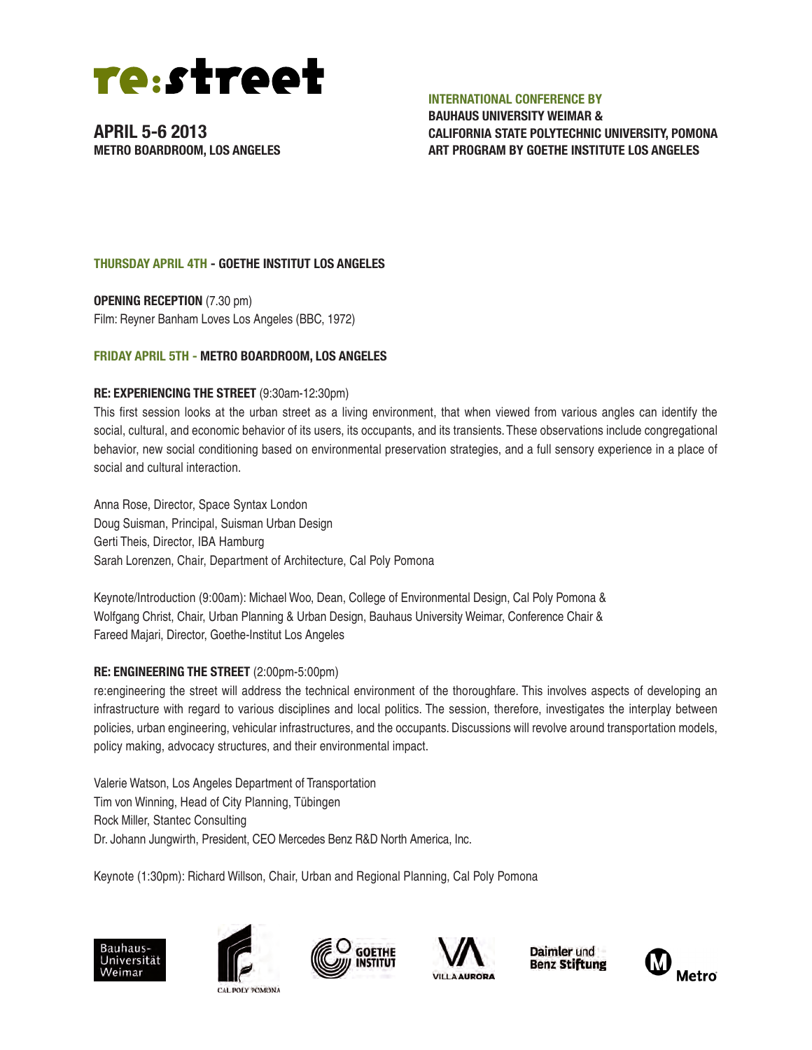# re:street

**APRIL 5-6 2013**
**METRO BOARDROOM, LOS ANGELES**

**INTERNATIONAL CONFERENCE BY**
**BAUHAUS UNIVERSITY WEIMAR &**
**CALIFORNIA STATE POLYTECHNIC UNIVERSITY, POMONA**
**ART PROGRAM BY GOETHE INSTITUTE LOS ANGELES**

## THURSDAY APRIL 4TH - GOETHE INSTITUT LOS ANGELES

**OPENING RECEPTION** (7.30 pm)
Film: Reyner Banham Loves Los Angeles (BBC, 1972)

## FRIDAY APRIL 5TH - METRO BOARDROOM, LOS ANGELES

### RE: EXPERIENCING THE STREET (9:30am-12:30pm)

This first session looks at the urban street as a living environment, that when viewed from various angles can identify the social, cultural, and economic behavior of its users, its occupants, and its transients. These observations include congregational behavior, new social conditioning based on environmental preservation strategies, and a full sensory experience in a place of social and cultural interaction.

Anna Rose, Director, Space Syntax London
Doug Suisman, Principal, Suisman Urban Design
Gerti Theis, Director, IBA Hamburg
Sarah Lorenzen, Chair, Department of Architecture, Cal Poly Pomona

Keynote/Introduction (9:00am): Michael Woo, Dean, College of Environmental Design, Cal Poly Pomona &
Wolfgang Christ, Chair, Urban Planning & Urban Design, Bauhaus University Weimar, Conference Chair &
Fareed Majari, Director, Goethe-Institut Los Angeles

### RE: ENGINEERING THE STREET (2:00pm-5:00pm)

re:engineering the street will address the technical environment of the thoroughfare. This involves aspects of developing an infrastructure with regard to various disciplines and local politics. The session, therefore, investigates the interplay between policies, urban engineering, vehicular infrastructures, and the occupants. Discussions will revolve around transportation models, policy making, advocacy structures, and their environmental impact.

Valerie Watson, Los Angeles Department of Transportation
Tim von Winning, Head of City Planning, Tübingen
Rock Miller, Stantec Consulting
Dr. Johann Jungwirth, President, CEO Mercedes Benz R&D North America, Inc.

Keynote (1:30pm): Richard Willson, Chair, Urban and Regional Planning, Cal Poly Pomona

Bauhaus-Universität Weimar | CAL POLY POMONA | GOETHE INSTITUT | VILLA AURORA | Daimler und Benz Stiftung | Metro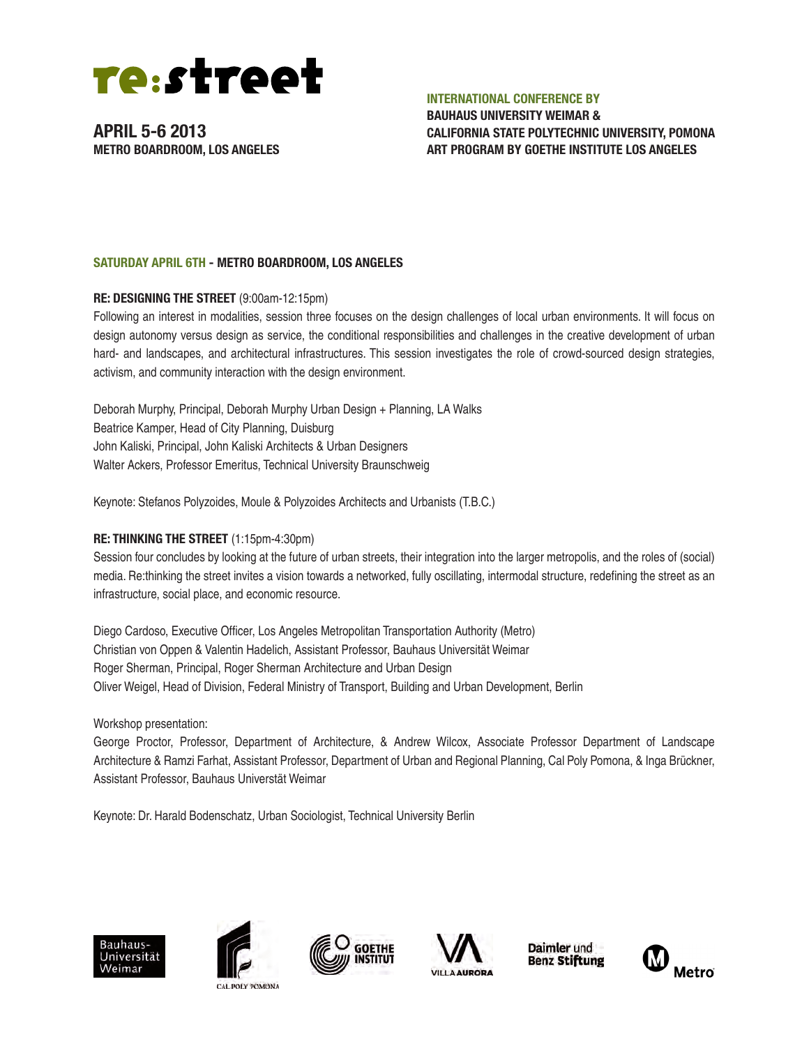# re:street

**APRIL 5-6 2013**
**METRO BOARDROOM, LOS ANGELES**

**INTERNATIONAL CONFERENCE BY**
**BAUHAUS UNIVERSITY WEIMAR &**
**CALIFORNIA STATE POLYTECHNIC UNIVERSITY, POMONA**
**ART PROGRAM BY GOETHE INSTITUTE LOS ANGELES**

## SATURDAY APRIL 6TH - METRO BOARDROOM, LOS ANGELES

### RE: DESIGNING THE STREET (9:00am-12:15pm)

Following an interest in modalities, session three focuses on the design challenges of local urban environments. It will focus on design autonomy versus design as service, the conditional responsibilities and challenges in the creative development of urban hard- and landscapes, and architectural infrastructures. This session investigates the role of crowd-sourced design strategies, activism, and community interaction with the design environment.

Deborah Murphy, Principal, Deborah Murphy Urban Design + Planning, LA Walks
Beatrice Kamper, Head of City Planning, Duisburg
John Kaliski, Principal, John Kaliski Architects & Urban Designers
Walter Ackers, Professor Emeritus, Technical University Braunschweig

Keynote: Stefanos Polyzoides, Moule & Polyzoides Architects and Urbanists (T.B.C.)

### RE: THINKING THE STREET (1:15pm-4:30pm)

Session four concludes by looking at the future of urban streets, their integration into the larger metropolis, and the roles of (social) media. Re:thinking the street invites a vision towards a networked, fully oscillating, intermodal structure, redefining the street as an infrastructure, social place, and economic resource.

Diego Cardoso, Executive Officer, Los Angeles Metropolitan Transportation Authority (Metro)
Christian von Oppen & Valentin Hadelich, Assistant Professor, Bauhaus Universität Weimar
Roger Sherman, Principal, Roger Sherman Architecture and Urban Design
Oliver Weigel, Head of Division, Federal Ministry of Transport, Building and Urban Development, Berlin

Workshop presentation:
George Proctor, Professor, Department of Architecture, & Andrew Wilcox, Associate Professor Department of Landscape Architecture & Ramzi Farhat, Assistant Professor, Department of Urban and Regional Planning, Cal Poly Pomona, & Inga Brückner, Assistant Professor, Bauhaus Universtät Weimar

Keynote: Dr. Harald Bodenschatz, Urban Sociologist, Technical University Berlin

Bauhaus-Universität Weimar | Cal Poly Pomona | Goethe Institut | Villa Aurora | Daimler und Benz Stiftung | Metro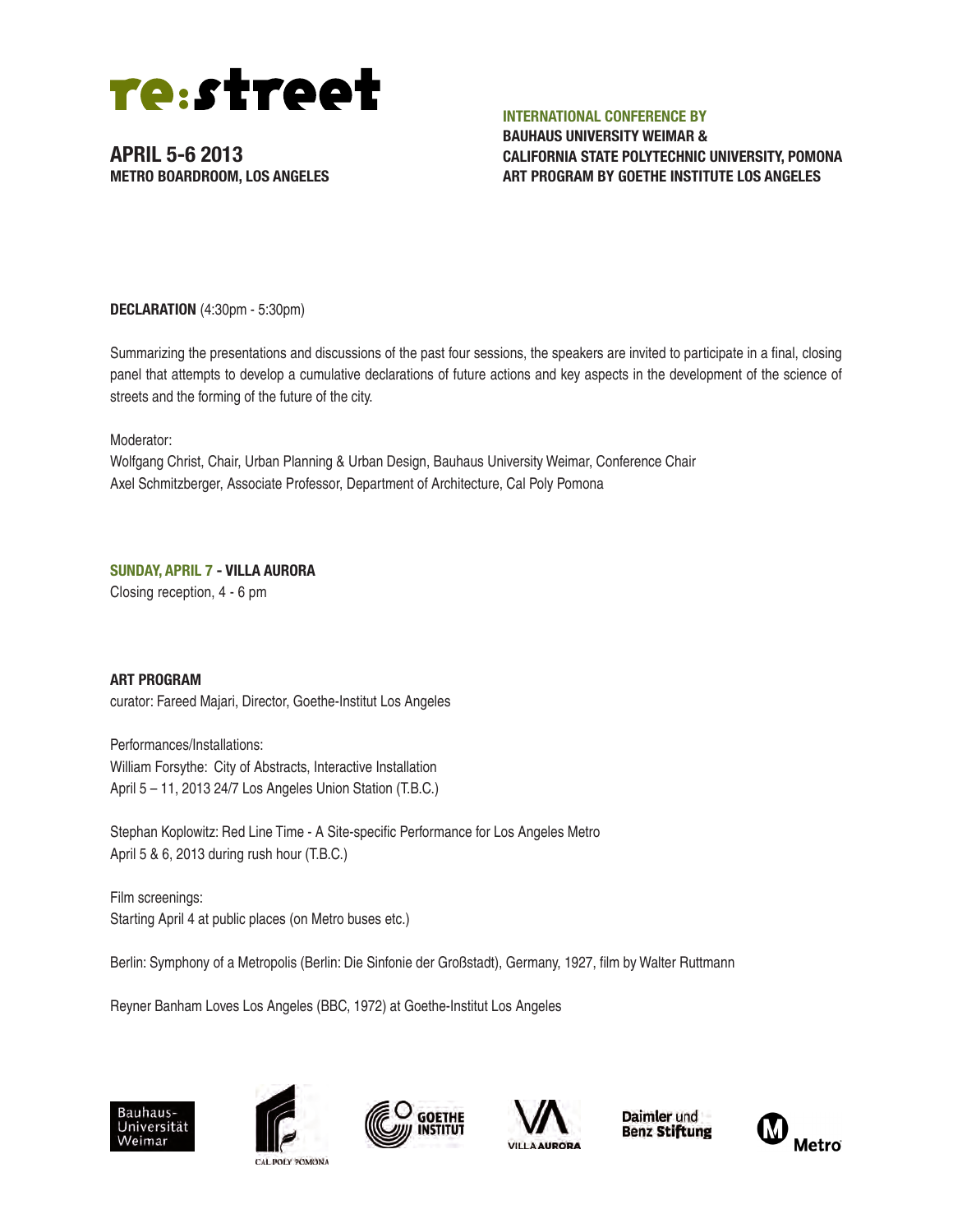# re:street

**APRIL 5-6 2013**
**METRO BOARDROOM, LOS ANGELES**

**INTERNATIONAL CONFERENCE BY**
**BAUHAUS UNIVERSITY WEIMAR &**
**CALIFORNIA STATE POLYTECHNIC UNIVERSITY, POMONA**
**ART PROGRAM BY GOETHE INSTITUTE LOS ANGELES**

**DECLARATION** (4:30pm - 5:30pm)

Summarizing the presentations and discussions of the past four sessions, the speakers are invited to participate in a final, closing panel that attempts to develop a cumulative declarations of future actions and key aspects in the development of the science of streets and the forming of the future of the city.

Moderator:
Wolfgang Christ, Chair, Urban Planning & Urban Design, Bauhaus University Weimar, Conference Chair
Axel Schmitzberger, Associate Professor, Department of Architecture, Cal Poly Pomona

**SUNDAY, APRIL 7 - VILLA AURORA**
Closing reception, 4 - 6 pm

**ART PROGRAM**
curator: Fareed Majari, Director, Goethe-Institut Los Angeles

Performances/Installations:
William Forsythe: City of Abstracts, Interactive Installation
April 5 – 11, 2013 24/7 Los Angeles Union Station (T.B.C.)

Stephan Koplowitz: Red Line Time - A Site-specific Performance for Los Angeles Metro
April 5 & 6, 2013 during rush hour (T.B.C.)

Film screenings:
Starting April 4 at public places (on Metro buses etc.)

Berlin: Symphony of a Metropolis (Berlin: Die Sinfonie der Großstadt), Germany, 1927, film by Walter Ruttmann

Reyner Banham Loves Los Angeles (BBC, 1972) at Goethe-Institut Los Angeles

Bauhaus-Universität Weimar | CAL POLY POMONA | GOETHE INSTITUT | VILLA AURORA | Daimler und Benz Stiftung | Metro